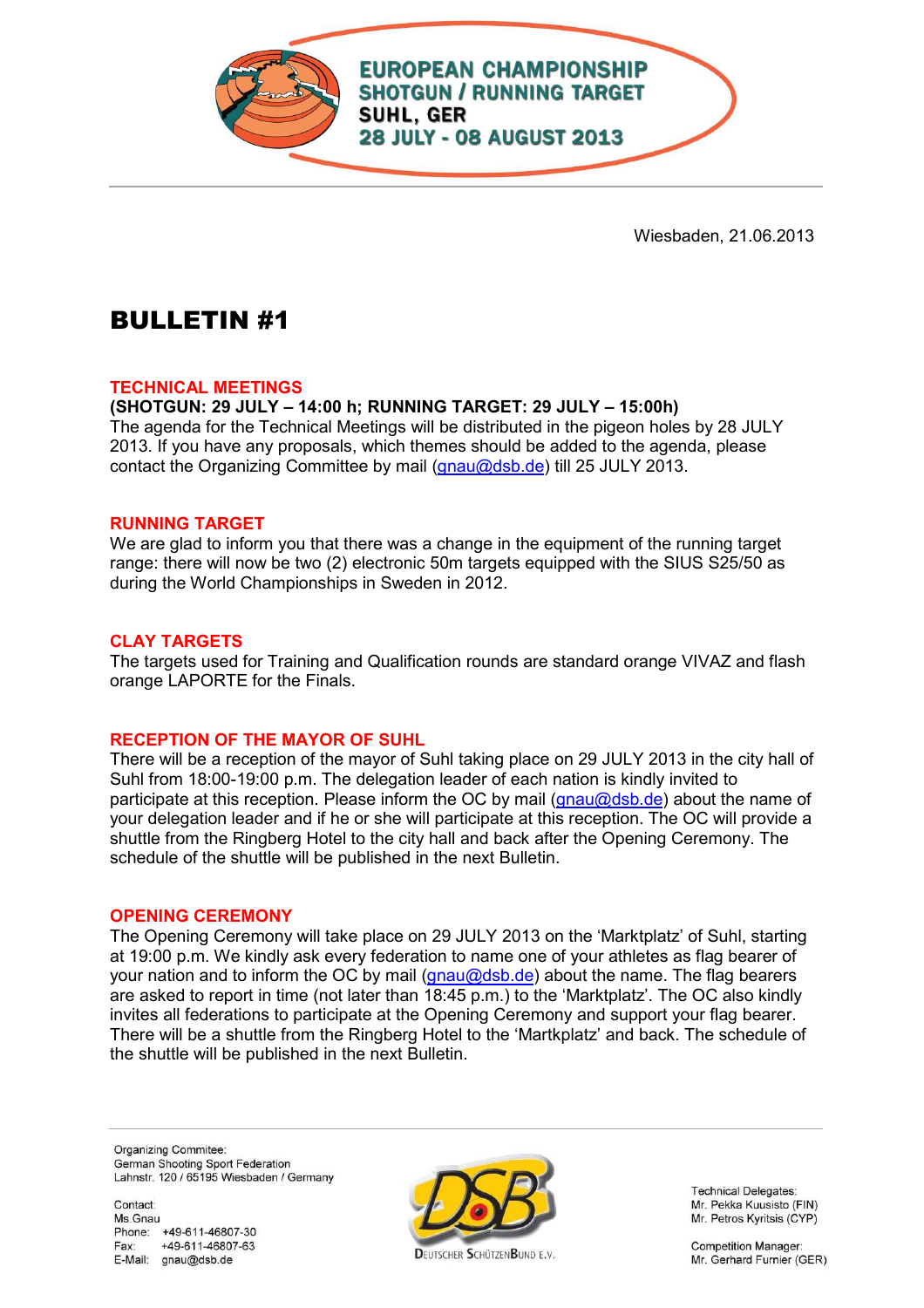**EUROPEAN CHAMPIONSHIP**
**SHOTGUN / RUNNING TARGET**
**SUHL, GER**
**28 JULY - 08 AUGUST 2013**

Wiesbaden, 21.06.2013

# BULLETIN #1

## TECHNICAL MEETINGS

**(SHOTGUN: 29 JULY – 14:00 h; RUNNING TARGET: 29 JULY – 15:00h)**

The agenda for the Technical Meetings will be distributed in the pigeon holes by 28 JULY 2013. If you have any proposals, which themes should be added to the agenda, please contact the Organizing Committee by mail (gnau@dsb.de) till 25 JULY 2013.

## RUNNING TARGET

We are glad to inform you that there was a change in the equipment of the running target range: there will now be two (2) electronic 50m targets equipped with the SIUS S25/50 as during the World Championships in Sweden in 2012.

## CLAY TARGETS

The targets used for Training and Qualification rounds are standard orange VIVAZ and flash orange LAPORTE for the Finals.

## RECEPTION OF THE MAYOR OF SUHL

There will be a reception of the mayor of Suhl taking place on 29 JULY 2013 in the city hall of Suhl from 18:00-19:00 p.m. The delegation leader of each nation is kindly invited to participate at this reception. Please inform the OC by mail (gnau@dsb.de) about the name of your delegation leader and if he or she will participate at this reception. The OC will provide a shuttle from the Ringberg Hotel to the city hall and back after the Opening Ceremony. The schedule of the shuttle will be published in the next Bulletin.

## OPENING CEREMONY

The Opening Ceremony will take place on 29 JULY 2013 on the 'Marktplatz' of Suhl, starting at 19:00 p.m. We kindly ask every federation to name one of your athletes as flag bearer of your nation and to inform the OC by mail (gnau@dsb.de) about the name. The flag bearers are asked to report in time (not later than 18:45 p.m.) to the 'Marktplatz'. The OC also kindly invites all federations to participate at the Opening Ceremony and support your flag bearer. There will be a shuttle from the Ringberg Hotel to the 'Martkplatz' and back. The schedule of the shuttle will be published in the next Bulletin.

Organizing Commitee:
German Shooting Sport Federation
Lahnstr. 120 / 65195 Wiesbaden / Germany

Contact:
Ms.Gnau
Phone: +49-611-46807-30
Fax: +49-611-46807-63
E-Mail: gnau@dsb.de

DEUTSCHER SCHÜTZENBUND E.V.

Technical Delegates:
Mr. Pekka Kuusisto (FIN)
Mr. Petros Kyritsis (CYP)

Competition Manager:
Mr. Gerhard Furnier (GER)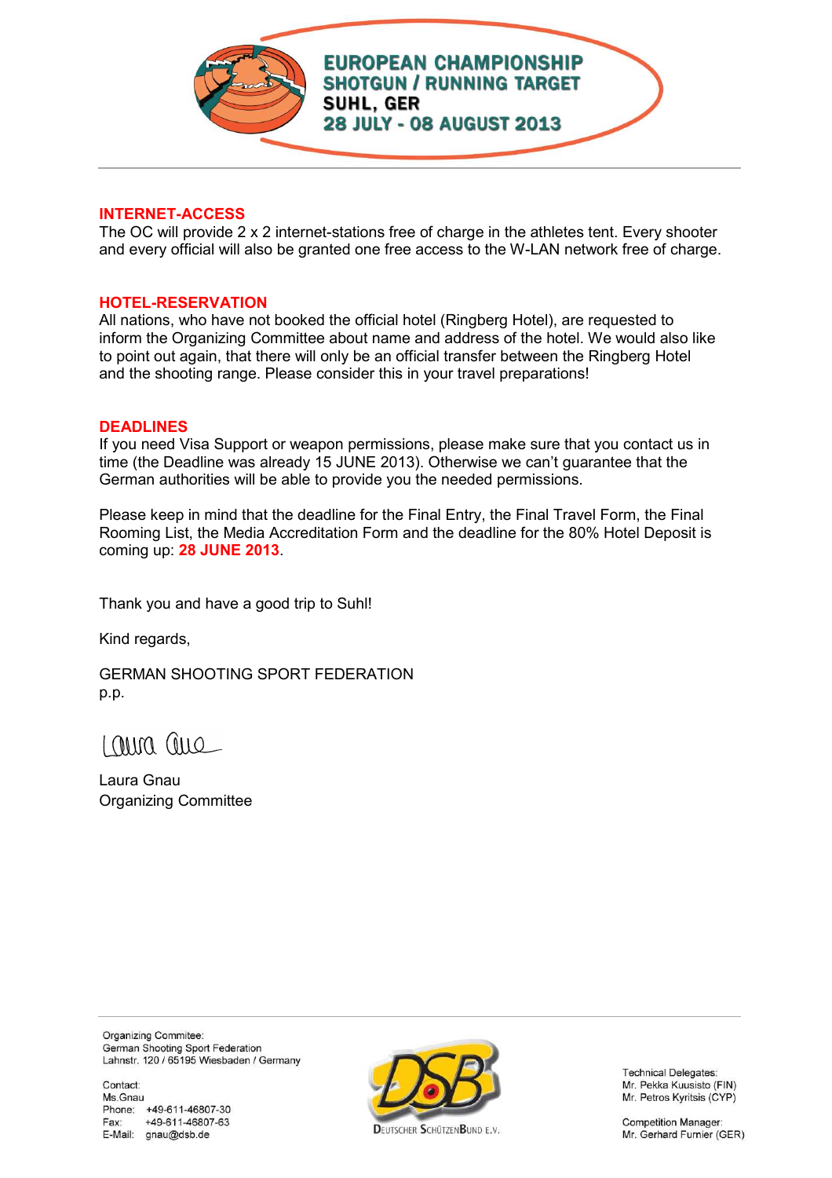## INTERNET-ACCESS

The OC will provide 2 x 2 internet-stations free of charge in the athletes tent. Every shooter and every official will also be granted one free access to the W-LAN network free of charge.

## HOTEL-RESERVATION

All nations, who have not booked the official hotel (Ringberg Hotel), are requested to inform the Organizing Committee about name and address of the hotel. We would also like to point out again, that there will only be an official transfer between the Ringberg Hotel and the shooting range. Please consider this in your travel preparations!

## DEADLINES

If you need Visa Support or weapon permissions, please make sure that you contact us in time (the Deadline was already 15 JUNE 2013). Otherwise we can't guarantee that the German authorities will be able to provide you the needed permissions.

Please keep in mind that the deadline for the Final Entry, the Final Travel Form, the Final Rooming List, the Media Accreditation Form and the deadline for the 80% Hotel Deposit is coming up: **28 JUNE 2013**.

Thank you and have a good trip to Suhl!

Kind regards,

GERMAN SHOOTING SPORT FEDERATION
p.p.

Laura Gnau
Organizing Committee